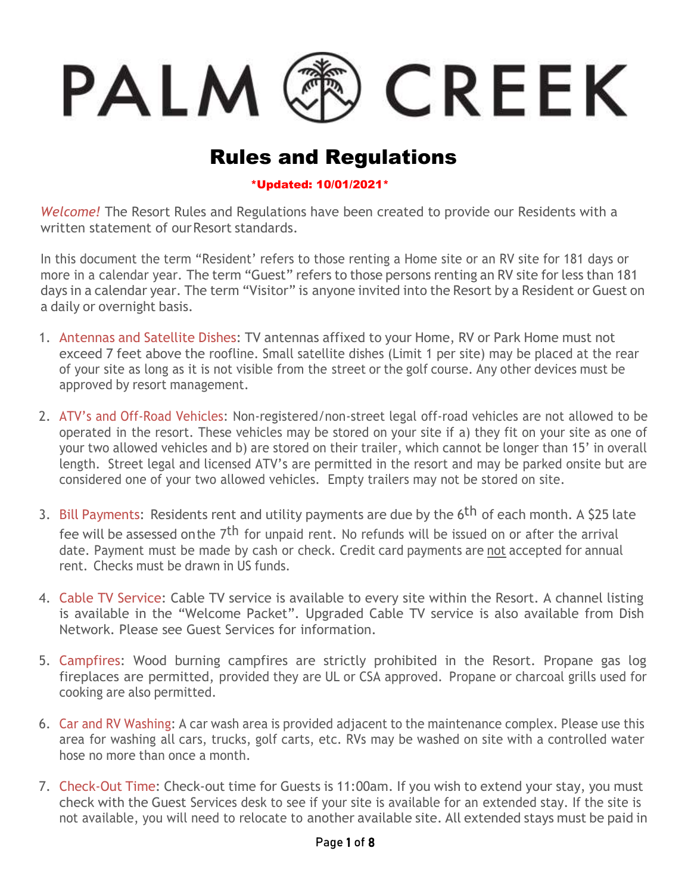# PALM CREEK

## Rules and Regulations

*Updated: 10/01/2021*

*Welcome!* The Resort Rules and Regulations have been created to provide our Residents with a written statement of our Resort standards.

In this document the term "Resident' refers to those renting a Home site or an RV site for 181 days or more in a calendar year. The term "Guest" refers to those persons renting an RV site for less than 181 days in a calendar year. The term "Visitor" is anyone invited into the Resort by a Resident or Guest on a daily or overnight basis.

1. Antennas and Satellite Dishes: TV antennas affixed to your Home, RV or Park Home must not exceed 7 feet above the roofline. Small satellite dishes (Limit 1 per site) may be placed at the rear of your site as long as it is not visible from the street or the golf course. Any other devices must be approved by resort management.

2. ATV's and Off-Road Vehicles: Non-registered/non-street legal off-road vehicles are not allowed to be operated in the resort. These vehicles may be stored on your site if a) they fit on your site as one of your two allowed vehicles and b) are stored on their trailer, which cannot be longer than 15' in overall length. Street legal and licensed ATV's are permitted in the resort and may be parked onsite but are considered one of your two allowed vehicles. Empty trailers may not be stored on site.

3. Bill Payments: Residents rent and utility payments are due by the 6th of each month. A $25 late fee will be assessed on the 7th for unpaid rent. No refunds will be issued on or after the arrival date. Payment must be made by cash or check. Credit card payments are not accepted for annual rent. Checks must be drawn in US funds.

4. Cable TV Service: Cable TV service is available to every site within the Resort. A channel listing is available in the "Welcome Packet". Upgraded Cable TV service is also available from Dish Network. Please see Guest Services for information.

5. Campfires: Wood burning campfires are strictly prohibited in the Resort. Propane gas log fireplaces are permitted, provided they are UL or CSA approved. Propane or charcoal grills used for cooking are also permitted.

6. Car and RV Washing: A car wash area is provided adjacent to the maintenance complex. Please use this area for washing all cars, trucks, golf carts, etc. RVs may be washed on site with a controlled water hose no more than once a month.

7. Check-Out Time: Check-out time for Guests is 11:00am. If you wish to extend your stay, you must check with the Guest Services desk to see if your site is available for an extended stay. If the site is not available, you will need to relocate to another available site. All extended stays must be paid in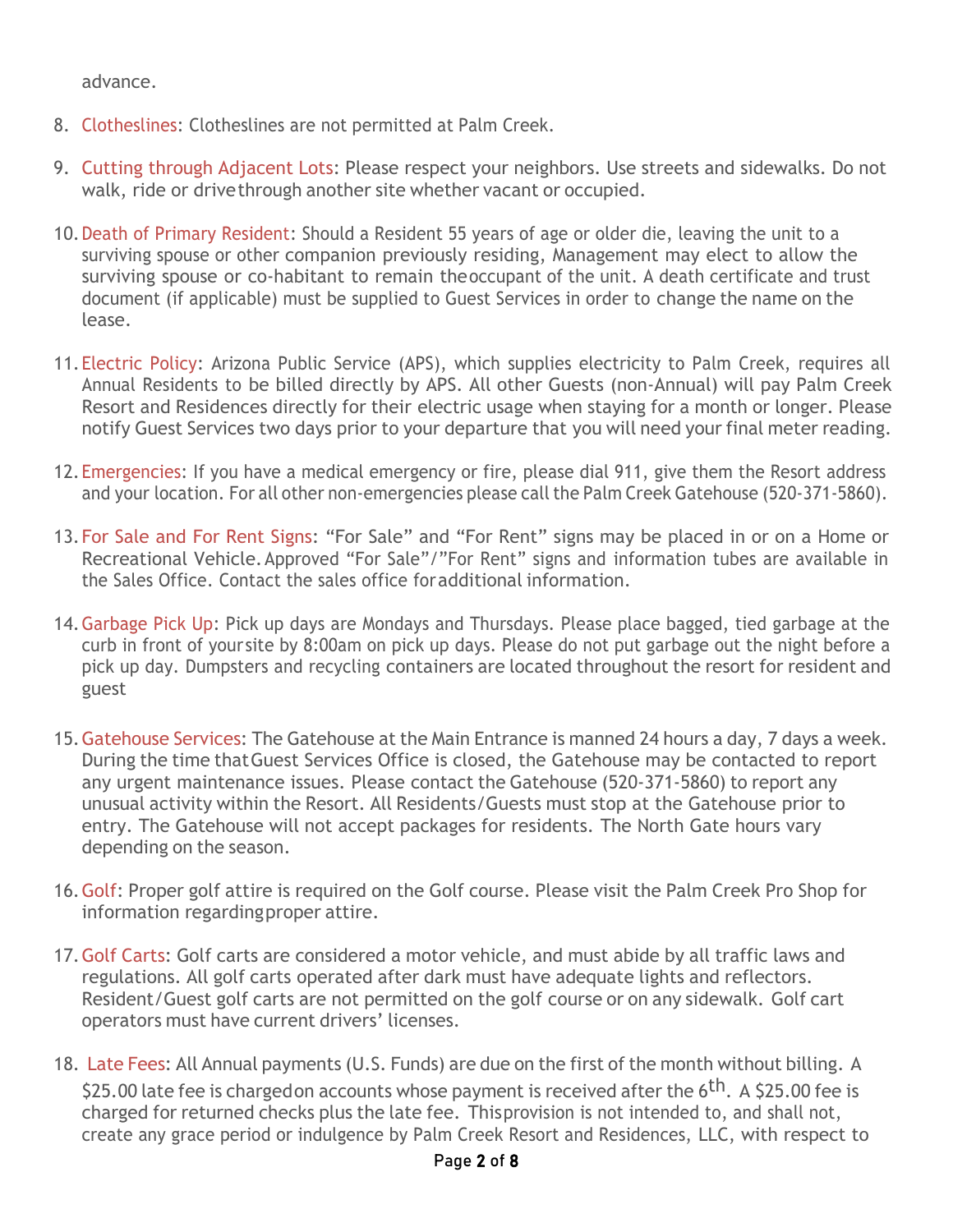advance.

8. Clotheslines: Clotheslines are not permitted at Palm Creek.

9. Cutting through Adjacent Lots: Please respect your neighbors. Use streets and sidewalks. Do not walk, ride or drive through another site whether vacant or occupied.

10. Death of Primary Resident: Should a Resident 55 years of age or older die, leaving the unit to a surviving spouse or other companion previously residing, Management may elect to allow the surviving spouse or co-habitant to remain the occupant of the unit. A death certificate and trust document (if applicable) must be supplied to Guest Services in order to change the name on the lease.

11. Electric Policy: Arizona Public Service (APS), which supplies electricity to Palm Creek, requires all Annual Residents to be billed directly by APS. All other Guests (non-Annual) will pay Palm Creek Resort and Residences directly for their electric usage when staying for a month or longer. Please notify Guest Services two days prior to your departure that you will need your final meter reading.

12. Emergencies: If you have a medical emergency or fire, please dial 911, give them the Resort address and your location. For all other non-emergencies please call the Palm Creek Gatehouse (520-371-5860).

13. For Sale and For Rent Signs: “For Sale” and “For Rent” signs may be placed in or on a Home or Recreational Vehicle. Approved “For Sale”/”For Rent” signs and information tubes are available in the Sales Office. Contact the sales office for additional information.

14. Garbage Pick Up: Pick up days are Mondays and Thursdays. Please place bagged, tied garbage at the curb in front of your site by 8:00am on pick up days. Please do not put garbage out the night before a pick up day. Dumpsters and recycling containers are located throughout the resort for resident and guest

15. Gatehouse Services: The Gatehouse at the Main Entrance is manned 24 hours a day, 7 days a week. During the time that Guest Services Office is closed, the Gatehouse may be contacted to report any urgent maintenance issues. Please contact the Gatehouse (520-371-5860) to report any unusual activity within the Resort. All Residents/Guests must stop at the Gatehouse prior to entry. The Gatehouse will not accept packages for residents. The North Gate hours vary depending on the season.

16. Golf: Proper golf attire is required on the Golf course. Please visit the Palm Creek Pro Shop for information regarding proper attire.

17. Golf Carts: Golf carts are considered a motor vehicle, and must abide by all traffic laws and regulations. All golf carts operated after dark must have adequate lights and reflectors. Resident/Guest golf carts are not permitted on the golf course or on any sidewalk. Golf cart operators must have current drivers’ licenses.

18. Late Fees: All Annual payments (U.S. Funds) are due on the first of the month without billing. A $25.00 late fee is charged on accounts whose payment is received after the 6th. A $25.00 fee is charged for returned checks plus the late fee. This provision is not intended to, and shall not, create any grace period or indulgence by Palm Creek Resort and Residences, LLC, with respect to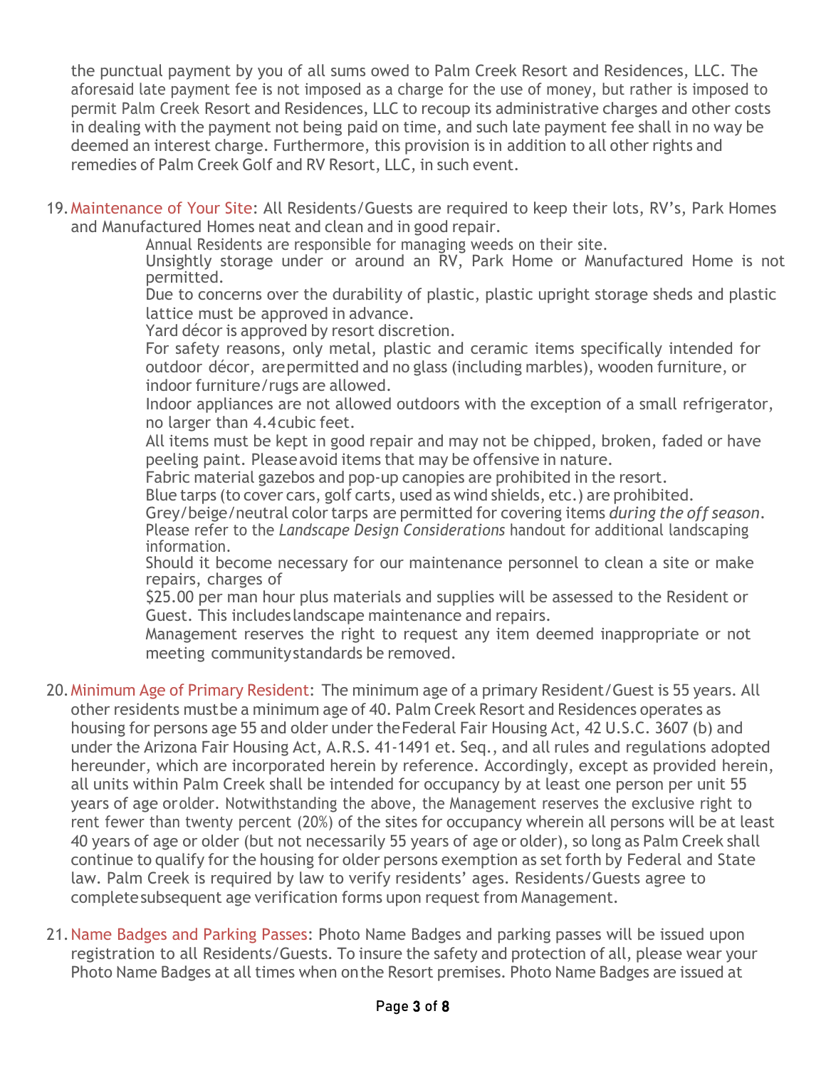the punctual payment by you of all sums owed to Palm Creek Resort and Residences, LLC. The aforesaid late payment fee is not imposed as a charge for the use of money, but rather is imposed to permit Palm Creek Resort and Residences, LLC to recoup its administrative charges and other costs in dealing with the payment not being paid on time, and such late payment fee shall in no way be deemed an interest charge. Furthermore, this provision is in addition to all other rights and remedies of Palm Creek Golf and RV Resort, LLC, in such event.

19. Maintenance of Your Site: All Residents/Guests are required to keep their lots, RV's, Park Homes and Manufactured Homes neat and clean and in good repair.

    Annual Residents are responsible for managing weeds on their site.

    Unsightly storage under or around an RV, Park Home or Manufactured Home is not permitted.

    Due to concerns over the durability of plastic, plastic upright storage sheds and plastic lattice must be approved in advance.

    Yard décor is approved by resort discretion.

    For safety reasons, only metal, plastic and ceramic items specifically intended for outdoor décor, are permitted and no glass (including marbles), wooden furniture, or indoor furniture/rugs are allowed.

    Indoor appliances are not allowed outdoors with the exception of a small refrigerator, no larger than 4.4 cubic feet.

    All items must be kept in good repair and may not be chipped, broken, faded or have peeling paint. Please avoid items that may be offensive in nature.

    Fabric material gazebos and pop-up canopies are prohibited in the resort.

    Blue tarps (to cover cars, golf carts, used as wind shields, etc.) are prohibited.

    Grey/beige/neutral color tarps are permitted for covering items *during the off season*.

    Please refer to the *Landscape Design Considerations* handout for additional landscaping information.

    Should it become necessary for our maintenance personnel to clean a site or make repairs, charges of $25.00 per man hour plus materials and supplies will be assessed to the Resident or Guest. This includes landscape maintenance and repairs.

    Management reserves the right to request any item deemed inappropriate or not meeting community standards be removed.

20. Minimum Age of Primary Resident: The minimum age of a primary Resident/Guest is 55 years. All other residents must be a minimum age of 40. Palm Creek Resort and Residences operates as housing for persons age 55 and older under the Federal Fair Housing Act, 42 U.S.C. 3607 (b) and under the Arizona Fair Housing Act, A.R.S. 41-1491 et. Seq., and all rules and regulations adopted hereunder, which are incorporated herein by reference. Accordingly, except as provided herein, all units within Palm Creek shall be intended for occupancy by at least one person per unit 55 years of age or older. Notwithstanding the above, the Management reserves the exclusive right to rent fewer than twenty percent (20%) of the sites for occupancy wherein all persons will be at least 40 years of age or older (but not necessarily 55 years of age or older), so long as Palm Creek shall continue to qualify for the housing for older persons exemption as set forth by Federal and State law. Palm Creek is required by law to verify residents' ages. Residents/Guests agree to complete subsequent age verification forms upon request from Management.

21. Name Badges and Parking Passes: Photo Name Badges and parking passes will be issued upon registration to all Residents/Guests. To insure the safety and protection of all, please wear your Photo Name Badges at all times when on the Resort premises. Photo Name Badges are issued at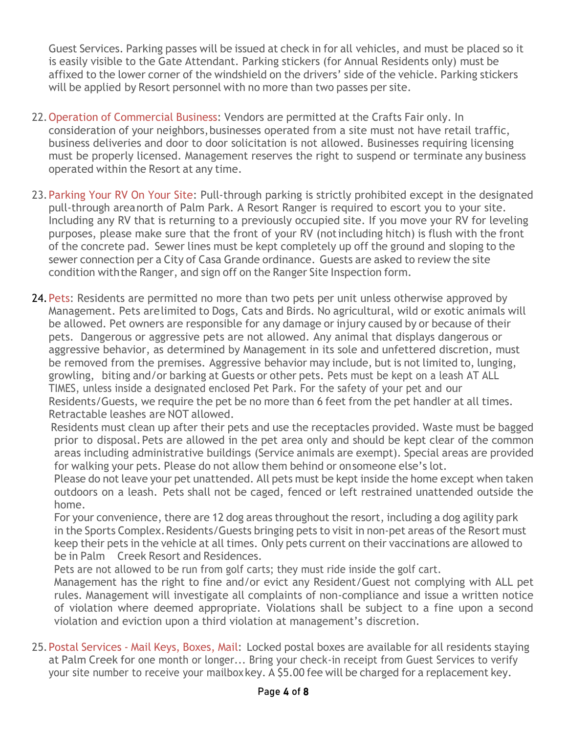Guest Services. Parking passes will be issued at check in for all vehicles, and must be placed so it is easily visible to the Gate Attendant. Parking stickers (for Annual Residents only) must be affixed to the lower corner of the windshield on the drivers' side of the vehicle. Parking stickers will be applied by Resort personnel with no more than two passes per site.

22. Operation of Commercial Business: Vendors are permitted at the Crafts Fair only. In consideration of your neighbors, businesses operated from a site must not have retail traffic, business deliveries and door to door solicitation is not allowed. Businesses requiring licensing must be properly licensed. Management reserves the right to suspend or terminate any business operated within the Resort at any time.

23. Parking Your RV On Your Site: Pull-through parking is strictly prohibited except in the designated pull-through area north of Palm Park. A Resort Ranger is required to escort you to your site. Including any RV that is returning to a previously occupied site. If you move your RV for leveling purposes, please make sure that the front of your RV (not including hitch) is flush with the front of the concrete pad. Sewer lines must be kept completely up off the ground and sloping to the sewer connection per a City of Casa Grande ordinance. Guests are asked to review the site condition with the Ranger, and sign off on the Ranger Site Inspection form.

24. Pets: Residents are permitted no more than two pets per unit unless otherwise approved by Management. Pets are limited to Dogs, Cats and Birds. No agricultural, wild or exotic animals will be allowed. Pet owners are responsible for any damage or injury caused by or because of their pets. Dangerous or aggressive pets are not allowed. Any animal that displays dangerous or aggressive behavior, as determined by Management in its sole and unfettered discretion, must be removed from the premises. Aggressive behavior may include, but is not limited to, lunging, growling, biting and/or barking at Guests or other pets. Pets must be kept on a leash AT ALL TIMES, unless inside a designated enclosed Pet Park. For the safety of your pet and our Residents/Guests, we require the pet be no more than 6 feet from the pet handler at all times. Retractable leashes are NOT allowed.

    Residents must clean up after their pets and use the receptacles provided. Waste must be bagged prior to disposal. Pets are allowed in the pet area only and should be kept clear of the common areas including administrative buildings (Service animals are exempt). Special areas are provided for walking your pets. Please do not allow them behind or on someone else's lot.

    Please do not leave your pet unattended. All pets must be kept inside the home except when taken outdoors on a leash. Pets shall not be caged, fenced or left restrained unattended outside the home.

    For your convenience, there are 12 dog areas throughout the resort, including a dog agility park in the Sports Complex. Residents/Guests bringing pets to visit in non-pet areas of the Resort must keep their pets in the vehicle at all times. Only pets current on their vaccinations are allowed to be in Palm Creek Resort and Residences.

    Pets are not allowed to be run from golf carts; they must ride inside the golf cart.

    Management has the right to fine and/or evict any Resident/Guest not complying with ALL pet rules. Management will investigate all complaints of non-compliance and issue a written notice of violation where deemed appropriate. Violations shall be subject to a fine upon a second violation and eviction upon a third violation at management's discretion.

25. Postal Services - Mail Keys, Boxes, Mail: Locked postal boxes are available for all residents staying at Palm Creek for one month or longer... Bring your check-in receipt from Guest Services to verify your site number to receive your mailbox key. A $5.00 fee will be charged for a replacement key.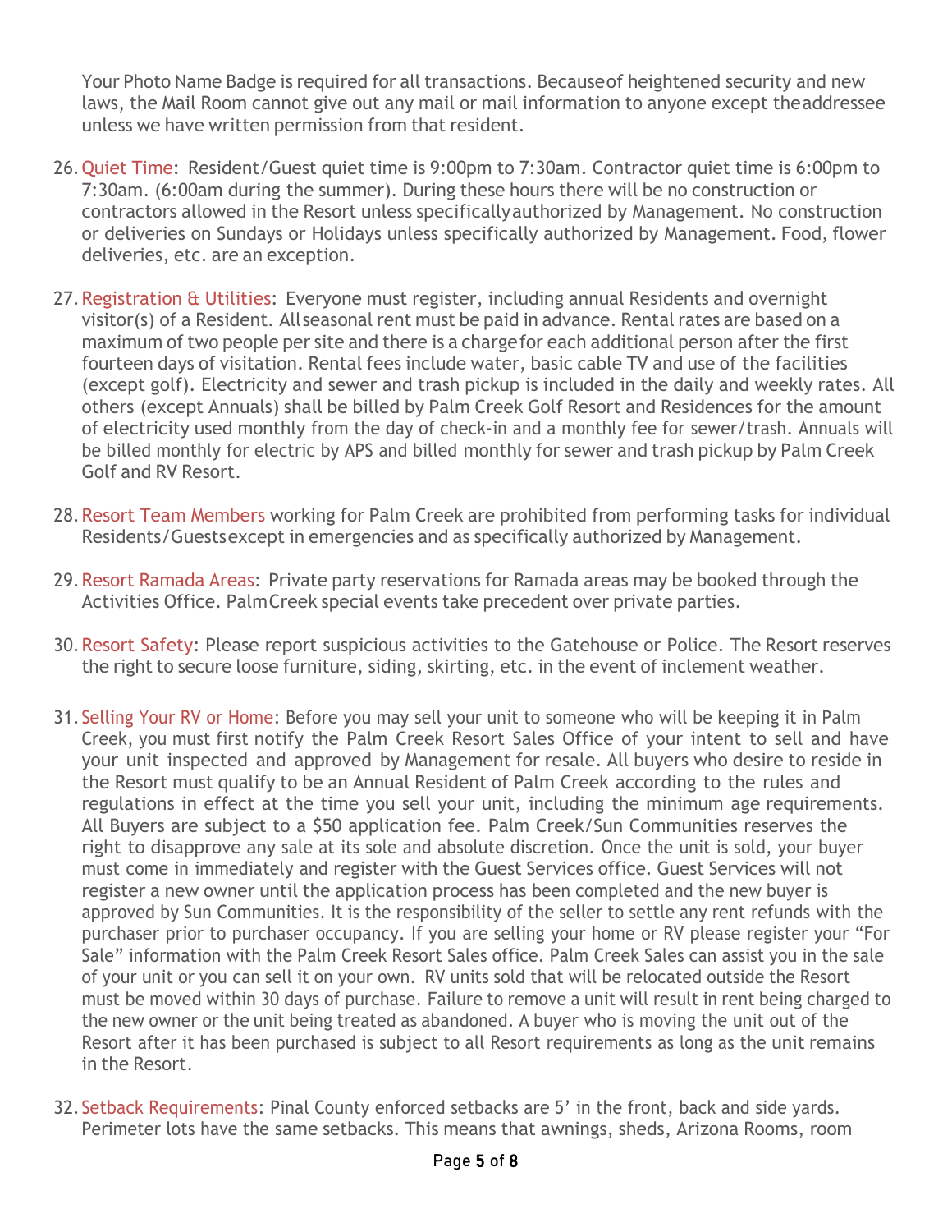Your Photo Name Badge is required for all transactions. Because of heightened security and new laws, the Mail Room cannot give out any mail or mail information to anyone except the addressee unless we have written permission from that resident.

26. Quiet Time: Resident/Guest quiet time is 9:00pm to 7:30am. Contractor quiet time is 6:00pm to 7:30am. (6:00am during the summer). During these hours there will be no construction or contractors allowed in the Resort unless specifically authorized by Management. No construction or deliveries on Sundays or Holidays unless specifically authorized by Management. Food, flower deliveries, etc. are an exception.

27. Registration & Utilities: Everyone must register, including annual Residents and overnight visitor(s) of a Resident. All seasonal rent must be paid in advance. Rental rates are based on a maximum of two people per site and there is a charge for each additional person after the first fourteen days of visitation. Rental fees include water, basic cable TV and use of the facilities (except golf). Electricity and sewer and trash pickup is included in the daily and weekly rates. All others (except Annuals) shall be billed by Palm Creek Golf Resort and Residences for the amount of electricity used monthly from the day of check-in and a monthly fee for sewer/trash. Annuals will be billed monthly for electric by APS and billed monthly for sewer and trash pickup by Palm Creek Golf and RV Resort.

28. Resort Team Members working for Palm Creek are prohibited from performing tasks for individual Residents/Guests except in emergencies and as specifically authorized by Management.

29. Resort Ramada Areas: Private party reservations for Ramada areas may be booked through the Activities Office. Palm Creek special events take precedent over private parties.

30. Resort Safety: Please report suspicious activities to the Gatehouse or Police. The Resort reserves the right to secure loose furniture, siding, skirting, etc. in the event of inclement weather.

31. Selling Your RV or Home: Before you may sell your unit to someone who will be keeping it in Palm Creek, you must first notify the Palm Creek Resort Sales Office of your intent to sell and have your unit inspected and approved by Management for resale. All buyers who desire to reside in the Resort must qualify to be an Annual Resident of Palm Creek according to the rules and regulations in effect at the time you sell your unit, including the minimum age requirements. All Buyers are subject to a $50 application fee. Palm Creek/Sun Communities reserves the right to disapprove any sale at its sole and absolute discretion. Once the unit is sold, your buyer must come in immediately and register with the Guest Services office. Guest Services will not register a new owner until the application process has been completed and the new buyer is approved by Sun Communities. It is the responsibility of the seller to settle any rent refunds with the purchaser prior to purchaser occupancy. If you are selling your home or RV please register your "For Sale" information with the Palm Creek Resort Sales office. Palm Creek Sales can assist you in the sale of your unit or you can sell it on your own. RV units sold that will be relocated outside the Resort must be moved within 30 days of purchase. Failure to remove a unit will result in rent being charged to the new owner or the unit being treated as abandoned. A buyer who is moving the unit out of the Resort after it has been purchased is subject to all Resort requirements as long as the unit remains in the Resort.

32. Setback Requirements: Pinal County enforced setbacks are 5' in the front, back and side yards. Perimeter lots have the same setbacks. This means that awnings, sheds, Arizona Rooms, room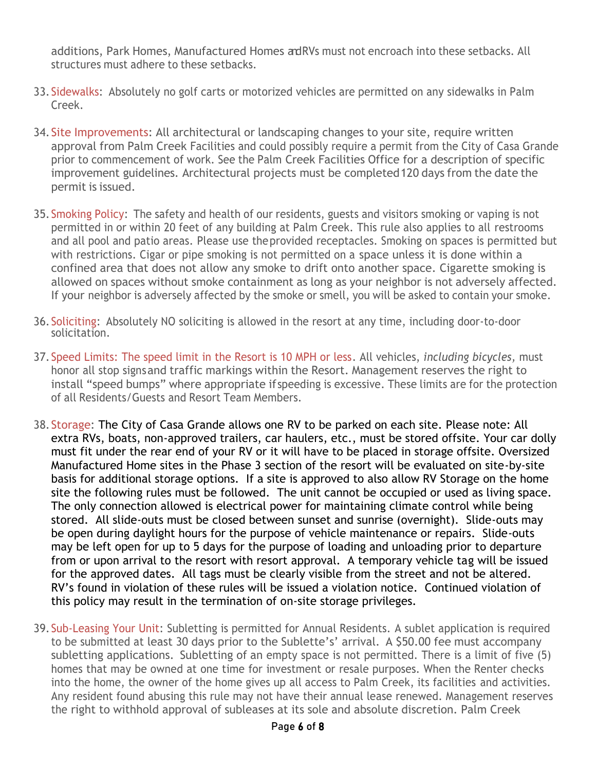additions, Park Homes, Manufactured Homes and RVs must not encroach into these setbacks. All structures must adhere to these setbacks.

33. Sidewalks: Absolutely no golf carts or motorized vehicles are permitted on any sidewalks in Palm Creek.

34. Site Improvements: All architectural or landscaping changes to your site, require written approval from Palm Creek Facilities and could possibly require a permit from the City of Casa Grande prior to commencement of work. See the Palm Creek Facilities Office for a description of specific improvement guidelines. Architectural projects must be completed 120 days from the date the permit is issued.

35. Smoking Policy: The safety and health of our residents, guests and visitors smoking or vaping is not permitted in or within 20 feet of any building at Palm Creek. This rule also applies to all restrooms and all pool and patio areas. Please use the provided receptacles. Smoking on spaces is permitted but with restrictions. Cigar or pipe smoking is not permitted on a space unless it is done within a confined area that does not allow any smoke to drift onto another space. Cigarette smoking is allowed on spaces without smoke containment as long as your neighbor is not adversely affected. If your neighbor is adversely affected by the smoke or smell, you will be asked to contain your smoke.

36. Soliciting: Absolutely NO soliciting is allowed in the resort at any time, including door-to-door solicitation.

37. Speed Limits: The speed limit in the Resort is 10 MPH or less. All vehicles, *including bicycles,* must honor all stop signs and traffic markings within the Resort. Management reserves the right to install "speed bumps" where appropriate if speeding is excessive. These limits are for the protection of all Residents/Guests and Resort Team Members.

38. Storage: The City of Casa Grande allows one RV to be parked on each site. Please note: All extra RVs, boats, non-approved trailers, car haulers, etc., must be stored offsite. Your car dolly must fit under the rear end of your RV or it will have to be placed in storage offsite. Oversized Manufactured Home sites in the Phase 3 section of the resort will be evaluated on site-by-site basis for additional storage options. If a site is approved to also allow RV Storage on the home site the following rules must be followed. The unit cannot be occupied or used as living space. The only connection allowed is electrical power for maintaining climate control while being stored. All slide-outs must be closed between sunset and sunrise (overnight). Slide-outs may be open during daylight hours for the purpose of vehicle maintenance or repairs. Slide-outs may be left open for up to 5 days for the purpose of loading and unloading prior to departure from or upon arrival to the resort with resort approval. A temporary vehicle tag will be issued for the approved dates. All tags must be clearly visible from the street and not be altered. RV's found in violation of these rules will be issued a violation notice. Continued violation of this policy may result in the termination of on-site storage privileges.

39. Sub-Leasing Your Unit: Subletting is permitted for Annual Residents. A sublet application is required to be submitted at least 30 days prior to the Sublette's' arrival. A $50.00 fee must accompany subletting applications. Subletting of an empty space is not permitted. There is a limit of five (5) homes that may be owned at one time for investment or resale purposes. When the Renter checks into the home, the owner of the home gives up all access to Palm Creek, its facilities and activities. Any resident found abusing this rule may not have their annual lease renewed. Management reserves the right to withhold approval of subleases at its sole and absolute discretion. Palm Creek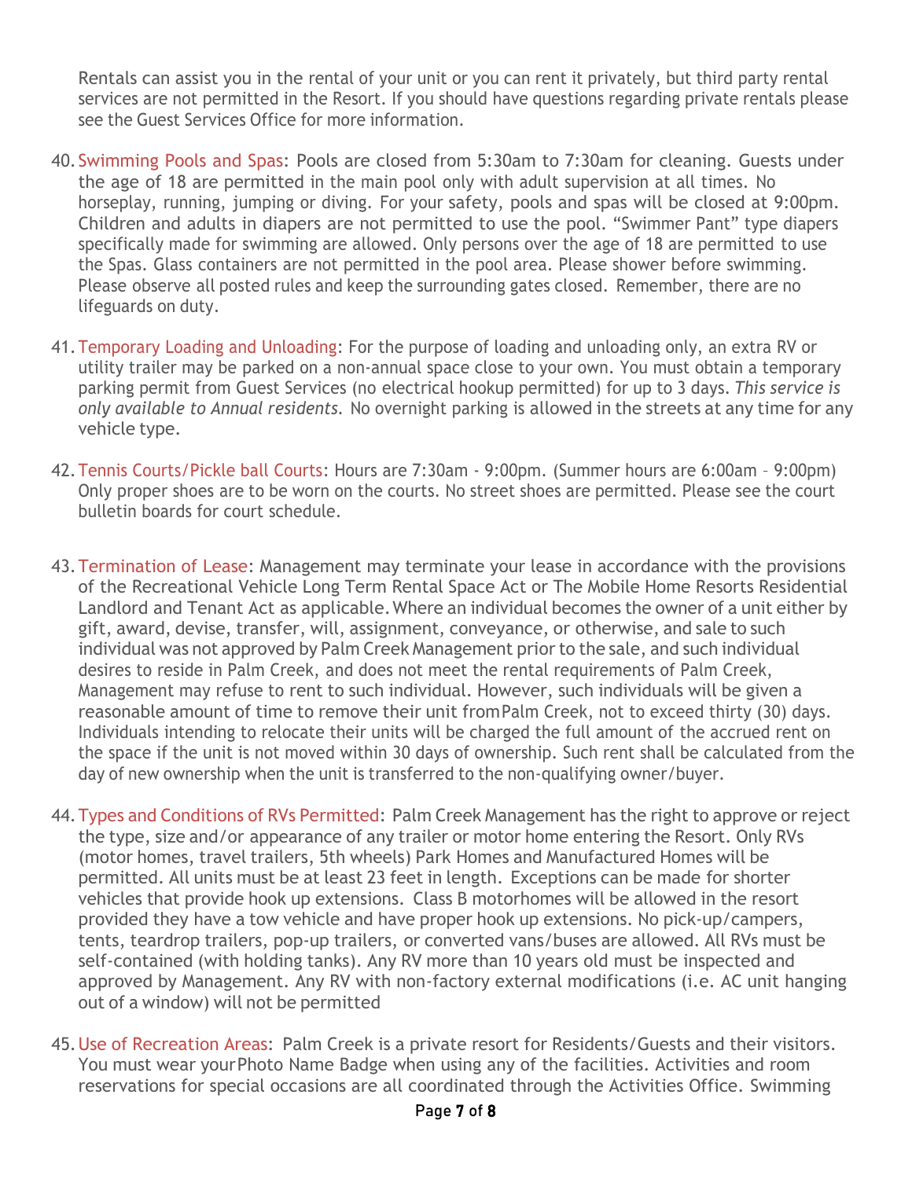Rentals can assist you in the rental of your unit or you can rent it privately, but third party rental services are not permitted in the Resort. If you should have questions regarding private rentals please see the Guest Services Office for more information.

40. Swimming Pools and Spas: Pools are closed from 5:30am to 7:30am for cleaning. Guests under the age of 18 are permitted in the main pool only with adult supervision at all times. No horseplay, running, jumping or diving. For your safety, pools and spas will be closed at 9:00pm. Children and adults in diapers are not permitted to use the pool. “Swimmer Pant” type diapers specifically made for swimming are allowed. Only persons over the age of 18 are permitted to use the Spas. Glass containers are not permitted in the pool area. Please shower before swimming. Please observe all posted rules and keep the surrounding gates closed. Remember, there are no lifeguards on duty.

41. Temporary Loading and Unloading: For the purpose of loading and unloading only, an extra RV or utility trailer may be parked on a non-annual space close to your own. You must obtain a temporary parking permit from Guest Services (no electrical hookup permitted) for up to 3 days. *This service is only available to Annual residents.* No overnight parking is allowed in the streets at any time for any vehicle type.

42. Tennis Courts/Pickle ball Courts: Hours are 7:30am - 9:00pm. (Summer hours are 6:00am – 9:00pm) Only proper shoes are to be worn on the courts. No street shoes are permitted. Please see the court bulletin boards for court schedule.

43. Termination of Lease: Management may terminate your lease in accordance with the provisions of the Recreational Vehicle Long Term Rental Space Act or The Mobile Home Resorts Residential Landlord and Tenant Act as applicable. Where an individual becomes the owner of a unit either by gift, award, devise, transfer, will, assignment, conveyance, or otherwise, and sale to such individual was not approved by Palm Creek Management prior to the sale, and such individual desires to reside in Palm Creek, and does not meet the rental requirements of Palm Creek, Management may refuse to rent to such individual. However, such individuals will be given a reasonable amount of time to remove their unit from Palm Creek, not to exceed thirty (30) days. Individuals intending to relocate their units will be charged the full amount of the accrued rent on the space if the unit is not moved within 30 days of ownership. Such rent shall be calculated from the day of new ownership when the unit is transferred to the non-qualifying owner/buyer.

44. Types and Conditions of RVs Permitted: Palm Creek Management has the right to approve or reject the type, size and/or appearance of any trailer or motor home entering the Resort. Only RVs (motor homes, travel trailers, 5th wheels) Park Homes and Manufactured Homes will be permitted. All units must be at least 23 feet in length. Exceptions can be made for shorter vehicles that provide hook up extensions. Class B motorhomes will be allowed in the resort provided they have a tow vehicle and have proper hook up extensions. No pick-up/campers, tents, teardrop trailers, pop-up trailers, or converted vans/buses are allowed. All RVs must be self-contained (with holding tanks). Any RV more than 10 years old must be inspected and approved by Management. Any RV with non-factory external modifications (i.e. AC unit hanging out of a window) will not be permitted

45. Use of Recreation Areas: Palm Creek is a private resort for Residents/Guests and their visitors. You must wear your Photo Name Badge when using any of the facilities. Activities and room reservations for special occasions are all coordinated through the Activities Office. Swimming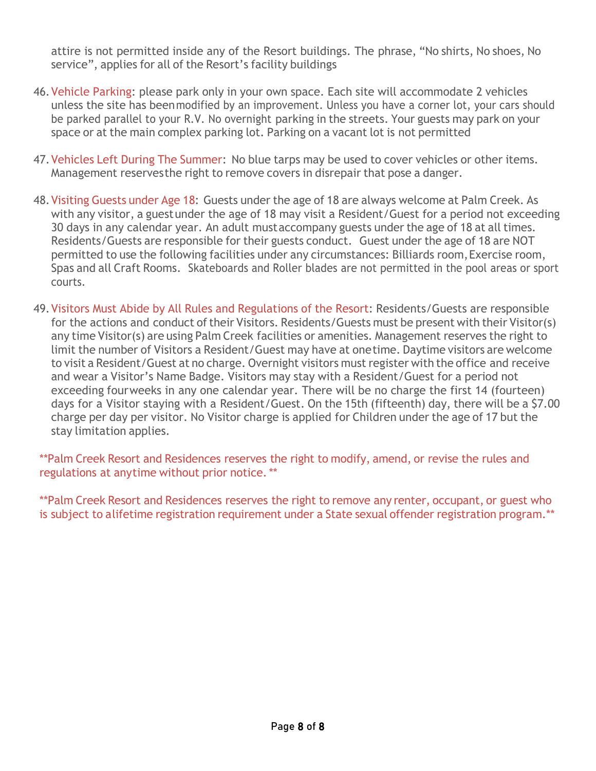attire is not permitted inside any of the Resort buildings. The phrase, “No shirts, No shoes, No service”, applies for all of the Resort’s facility buildings

46. Vehicle Parking: please park only in your own space. Each site will accommodate 2 vehicles unless the site has been modified by an improvement. Unless you have a corner lot, your cars should be parked parallel to your R.V. No overnight parking in the streets. Your guests may park on your space or at the main complex parking lot. Parking on a vacant lot is not permitted

47. Vehicles Left During The Summer: No blue tarps may be used to cover vehicles or other items. Management reserves the right to remove covers in disrepair that pose a danger.

48. Visiting Guests under Age 18: Guests under the age of 18 are always welcome at Palm Creek. As with any visitor, a guest under the age of 18 may visit a Resident/Guest for a period not exceeding 30 days in any calendar year. An adult must accompany guests under the age of 18 at all times. Residents/Guests are responsible for their guests conduct. Guest under the age of 18 are NOT permitted to use the following facilities under any circumstances: Billiards room, Exercise room, Spas and all Craft Rooms. Skateboards and Roller blades are not permitted in the pool areas or sport courts.

49. Visitors Must Abide by All Rules and Regulations of the Resort: Residents/Guests are responsible for the actions and conduct of their Visitors. Residents/Guests must be present with their Visitor(s) any time Visitor(s) are using Palm Creek facilities or amenities. Management reserves the right to limit the number of Visitors a Resident/Guest may have at one time. Daytime visitors are welcome to visit a Resident/Guest at no charge. Overnight visitors must register with the office and receive and wear a Visitor’s Name Badge. Visitors may stay with a Resident/Guest for a period not exceeding four weeks in any one calendar year. There will be no charge the first 14 (fourteen) days for a Visitor staying with a Resident/Guest. On the 15th (fifteenth) day, there will be a $7.00 charge per day per visitor. No Visitor charge is applied for Children under the age of 17 but the stay limitation applies.

**Palm Creek Resort and Residences reserves the right to modify, amend, or revise the rules and regulations at anytime without prior notice.**

**Palm Creek Resort and Residences reserves the right to remove any renter, occupant, or guest who is subject to a lifetime registration requirement under a State sexual offender registration program.**